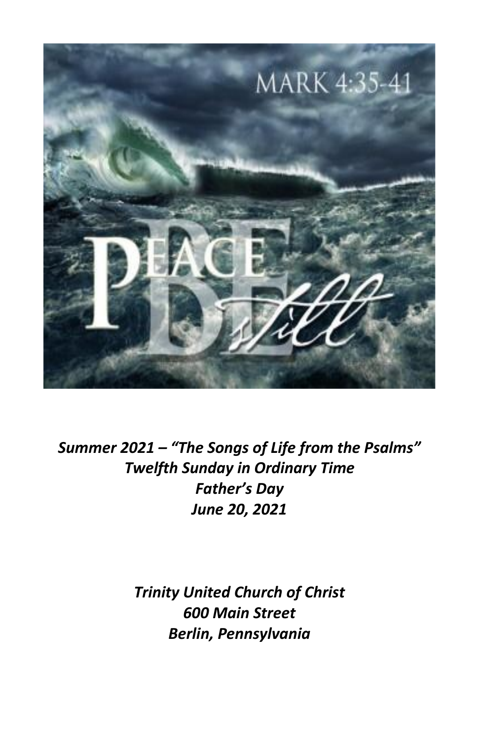*Summer 2021 – "The Songs of Life from the Psalms"*
*Twelfth Sunday in Ordinary Time*
*Father's Day*
*June 20, 2021*

*Trinity United Church of Christ*
*600 Main Street*
*Berlin, Pennsylvania*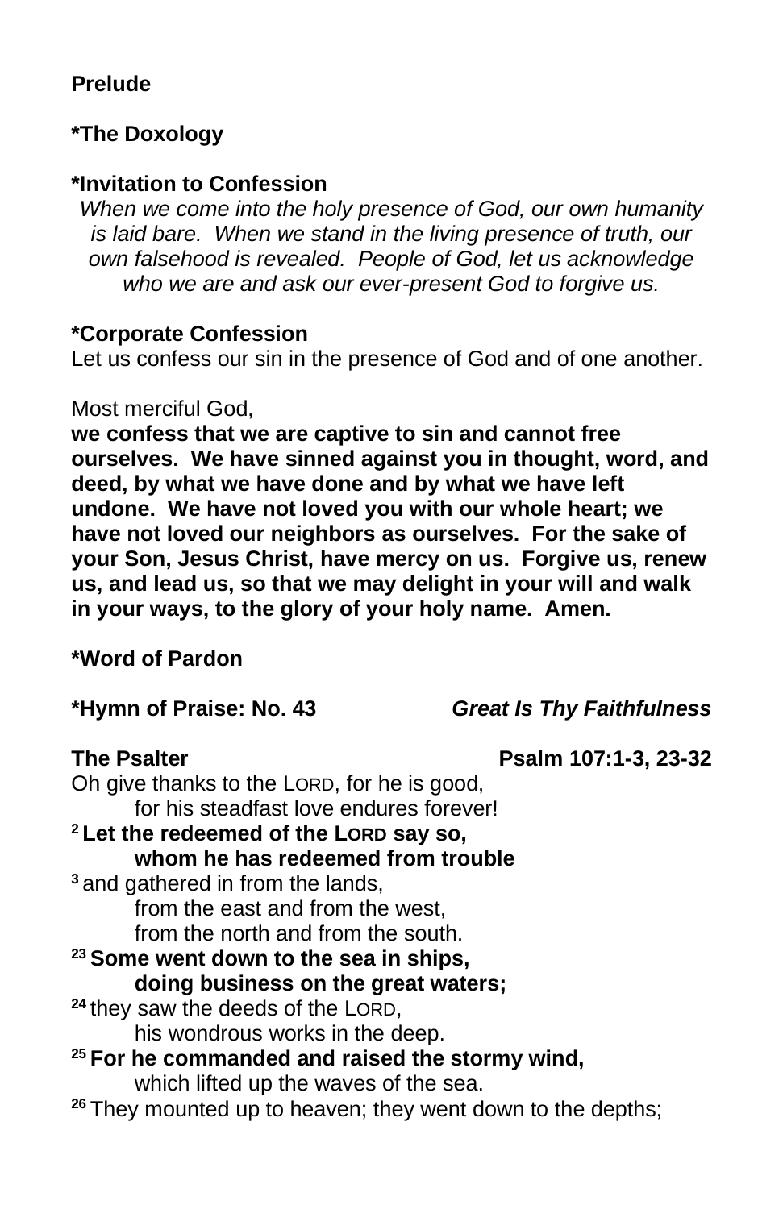**Prelude**

**\*The Doxology**

**\*Invitation to Confession**

*When we come into the holy presence of God, our own humanity is laid bare. When we stand in the living presence of truth, our own falsehood is revealed. People of God, let us acknowledge who we are and ask our ever-present God to forgive us.*

**\*Corporate Confession**

Let us confess our sin in the presence of God and of one another.

Most merciful God,
**we confess that we are captive to sin and cannot free ourselves. We have sinned against you in thought, word, and deed, by what we have done and by what we have left undone. We have not loved you with our whole heart; we have not loved our neighbors as ourselves. For the sake of your Son, Jesus Christ, have mercy on us. Forgive us, renew us, and lead us, so that we may delight in your will and walk in your ways, to the glory of your holy name. Amen.**

**\*Word of Pardon**

**\*Hymn of Praise: No. 43** ***Great Is Thy Faithfulness***

**The Psalter** **Psalm 107:1-3, 23-32**

Oh give thanks to the LORD, for he is good,
 for his steadfast love endures forever!
**2 Let the redeemed of the LORD say so,**
 **whom he has redeemed from trouble**
**3** and gathered in from the lands,
 from the east and from the west,
 from the north and from the south.
**23 Some went down to the sea in ships,**
 **doing business on the great waters;**
**24** they saw the deeds of the LORD,
 his wondrous works in the deep.
**25 For he commanded and raised the stormy wind,**
 which lifted up the waves of the sea.
**26** They mounted up to heaven; they went down to the depths;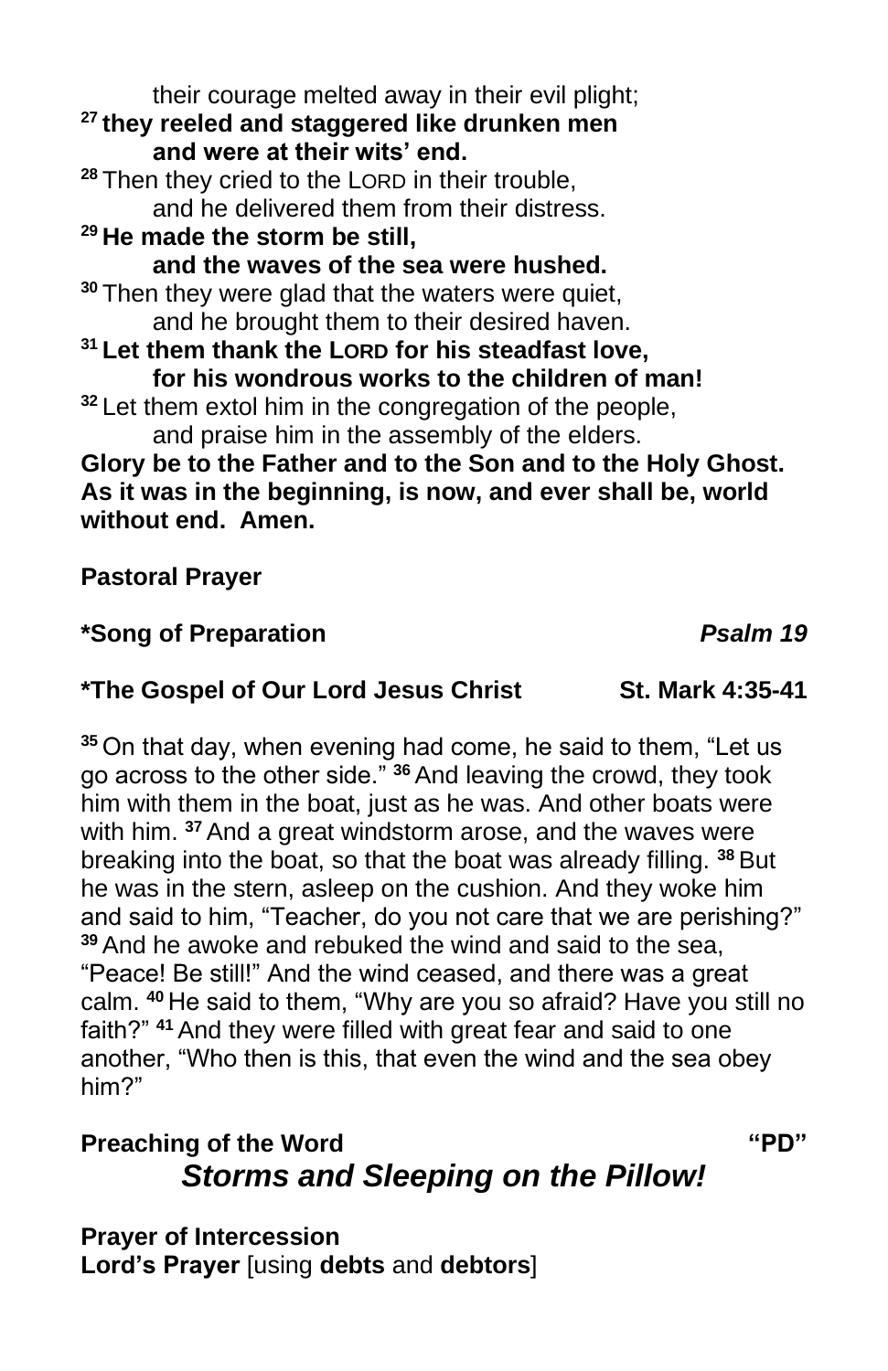their courage melted away in their evil plight;
**[27] they reeled and staggered like drunken men**
**and were at their wits' end.**
[28] Then they cried to the LORD in their trouble,
and he delivered them from their distress.
**[29] He made the storm be still,**
**and the waves of the sea were hushed.**
[30] Then they were glad that the waters were quiet,
and he brought them to their desired haven.
**[31] Let them thank the LORD for his steadfast love,**
**for his wondrous works to the children of man!**
[32] Let them extol him in the congregation of the people,
and praise him in the assembly of the elders.
**Glory be to the Father and to the Son and to the Holy Ghost. As it was in the beginning, is now, and ever shall be, world without end. Amen.**

**Pastoral Prayer**

**\*Song of Preparation** ***Psalm 19***

**\*The Gospel of Our Lord Jesus Christ St. Mark 4:35-41**

[35] On that day, when evening had come, he said to them, "Let us go across to the other side." [36] And leaving the crowd, they took him with them in the boat, just as he was. And other boats were with him. [37] And a great windstorm arose, and the waves were breaking into the boat, so that the boat was already filling. [38] But he was in the stern, asleep on the cushion. And they woke him and said to him, "Teacher, do you not care that we are perishing?" [39] And he awoke and rebuked the wind and said to the sea, "Peace! Be still!" And the wind ceased, and there was a great calm. [40] He said to them, "Why are you so afraid? Have you still no faith?" [41] And they were filled with great fear and said to one another, "Who then is this, that even the wind and the sea obey him?"

**Preaching of the Word "PD"**

***Storms and Sleeping on the Pillow!***

**Prayer of Intercession**
**Lord's Prayer** [using **debts** and **debtors**]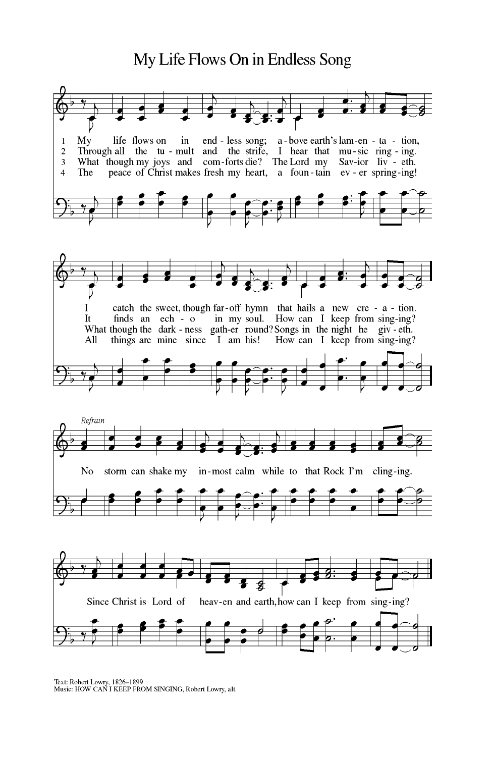# My Life Flows On in Endless Song

1 My life flows on in endless song; above earth's lamentation,
I catch the sweet, though far-off hymn that hails a new creation.

2 Through all the tumult and the strife, I hear that music ringing.
It finds an echo in my soul. How can I keep from singing?

3 What though my joys and comforts die? The Lord my Savior liveth.
What though the darkness gather round? Songs in the night he giveth.

4 The peace of Christ makes fresh my heart, a fountain ever springing!
All things are mine since I am his! How can I keep from singing?

*Refrain*

No storm can shake my inmost calm while to that Rock I'm clinging.
Since Christ is Lord of heaven and earth, how can I keep from singing?

Text: Robert Lowry, 1826–1899
Music: HOW CAN I KEEP FROM SINGING, Robert Lowry, alt.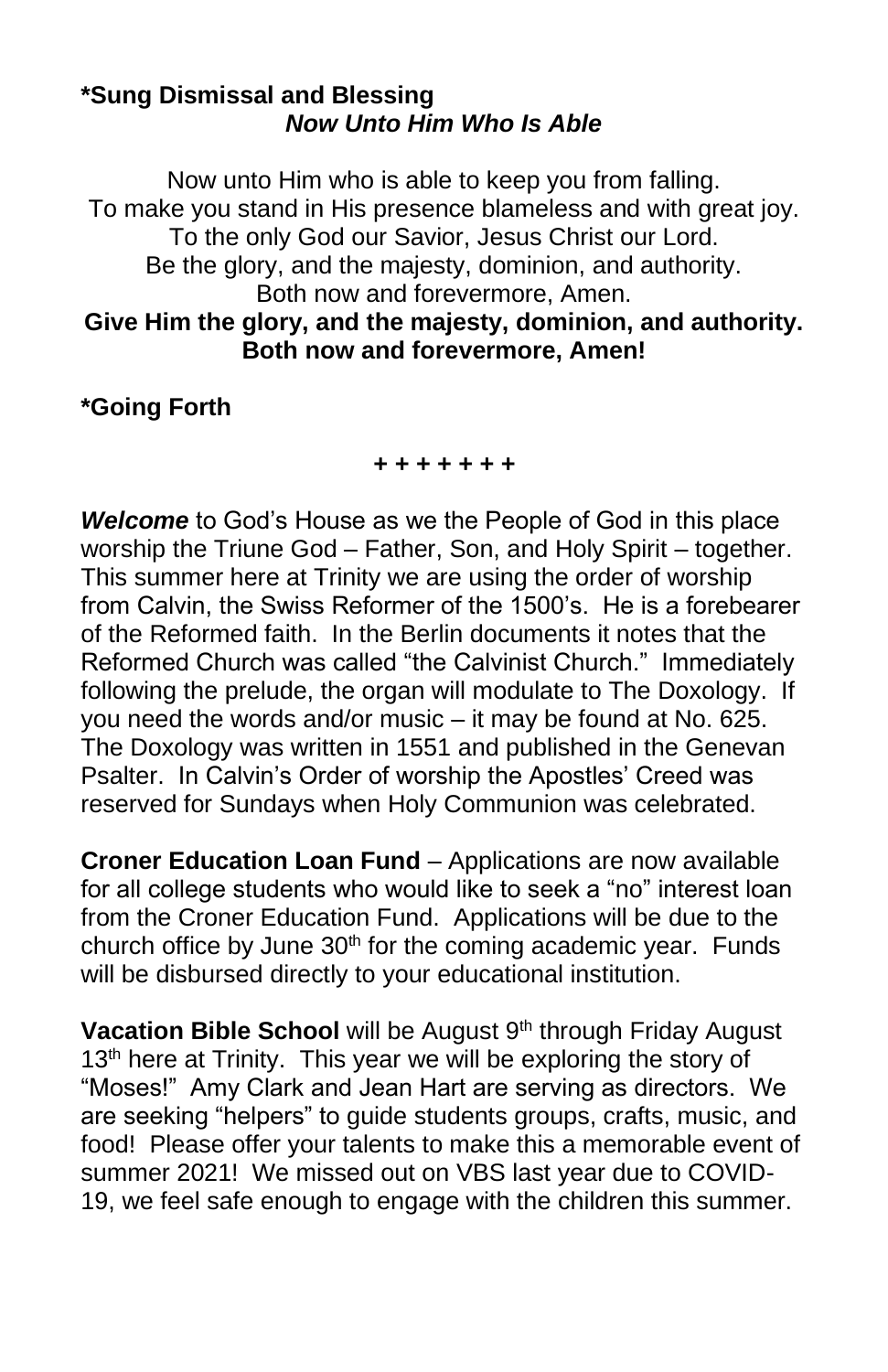**\*Sung Dismissal and Blessing**
***Now Unto Him Who Is Able***

Now unto Him who is able to keep you from falling.
To make you stand in His presence blameless and with great joy.
To the only God our Savior, Jesus Christ our Lord.
Be the glory, and the majesty, dominion, and authority.
Both now and forevermore, Amen.
**Give Him the glory, and the majesty, dominion, and authority.**
**Both now and forevermore, Amen!**

**\*Going Forth**

**+ + + + + + +**

***Welcome*** to God's House as we the People of God in this place worship the Triune God – Father, Son, and Holy Spirit – together. This summer here at Trinity we are using the order of worship from Calvin, the Swiss Reformer of the 1500's. He is a forebearer of the Reformed faith. In the Berlin documents it notes that the Reformed Church was called "the Calvinist Church." Immediately following the prelude, the organ will modulate to The Doxology. If you need the words and/or music – it may be found at No. 625. The Doxology was written in 1551 and published in the Genevan Psalter. In Calvin's Order of worship the Apostles' Creed was reserved for Sundays when Holy Communion was celebrated.

**Croner Education Loan Fund** – Applications are now available for all college students who would like to seek a "no" interest loan from the Croner Education Fund. Applications will be due to the church office by June 30th for the coming academic year. Funds will be disbursed directly to your educational institution.

**Vacation Bible School** will be August 9th through Friday August 13th here at Trinity. This year we will be exploring the story of "Moses!" Amy Clark and Jean Hart are serving as directors. We are seeking "helpers" to guide students groups, crafts, music, and food! Please offer your talents to make this a memorable event of summer 2021! We missed out on VBS last year due to COVID-19, we feel safe enough to engage with the children this summer.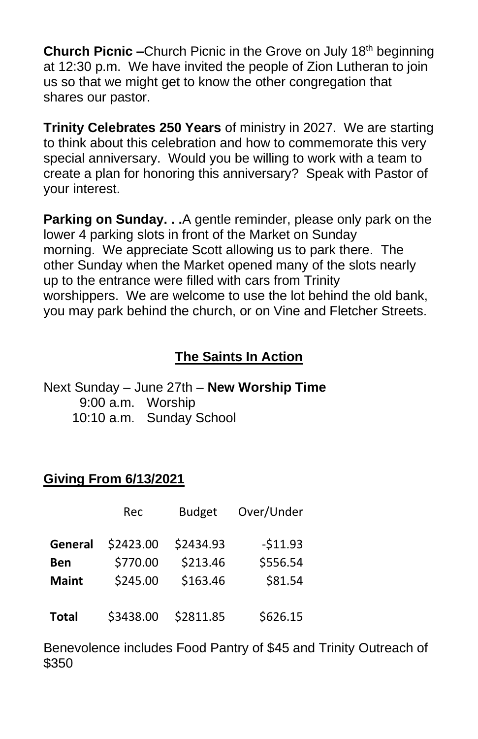**Church Picnic –**Church Picnic in the Grove on July 18th beginning at 12:30 p.m. We have invited the people of Zion Lutheran to join us so that we might get to know the other congregation that shares our pastor.

**Trinity Celebrates 250 Years** of ministry in 2027. We are starting to think about this celebration and how to commemorate this very special anniversary. Would you be willing to work with a team to create a plan for honoring this anniversary? Speak with Pastor of your interest.

**Parking on Sunday. . .**A gentle reminder, please only park on the lower 4 parking slots in front of the Market on Sunday morning. We appreciate Scott allowing us to park there. The other Sunday when the Market opened many of the slots nearly up to the entrance were filled with cars from Trinity worshippers. We are welcome to use the lot behind the old bank, you may park behind the church, or on Vine and Fletcher Streets.

## The Saints In Action

Next Sunday – June 27th – **New Worship Time**

9:00 a.m. Worship
10:10 a.m. Sunday School

### Giving From 6/13/2021

| | Rec | Budget | Over/Under |
|---|---|---|---|
| **General** | $2423.00 | $2434.93 | -$11.93 |
| **Ben** | $770.00 | $213.46 | $556.54 |
| **Maint** | $245.00 | $163.46 | $81.54 |
| **Total** | $3438.00 | $2811.85 | $626.15 |

Benevolence includes Food Pantry of $45 and Trinity Outreach of $350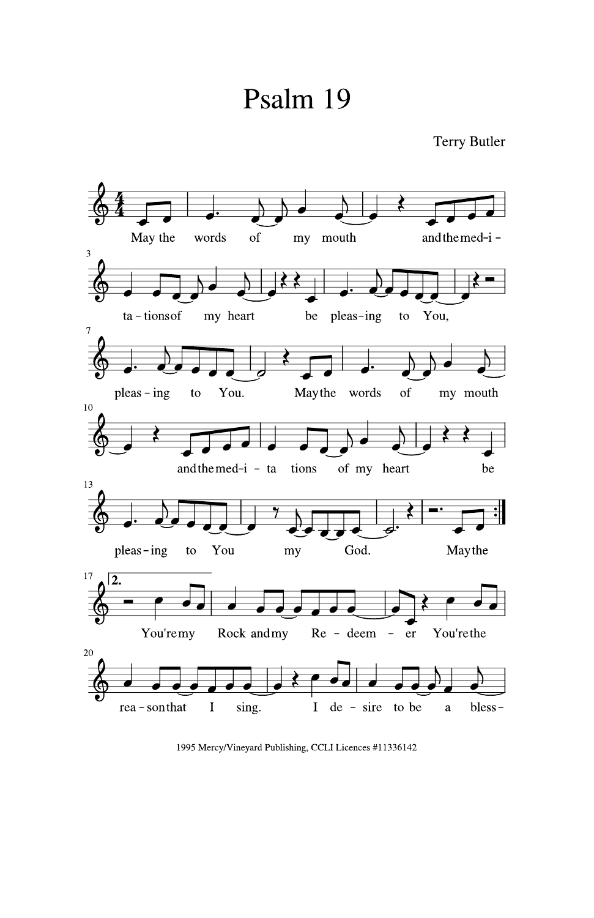# Psalm 19

Terry Butler

May the words of my mouth and the med-i - ta - tions of my heart be pleas-ing to You, pleas - ing to You.

May the words of my mouth and the med-i - ta tions of my heart be pleas-ing to You my God.

May the

You're my Rock and my Re - deem - er You're the rea - son that I sing.

I de - sire to be a bless-

1995 Mercy/Vineyard Publishing, CCLI Licences #11336142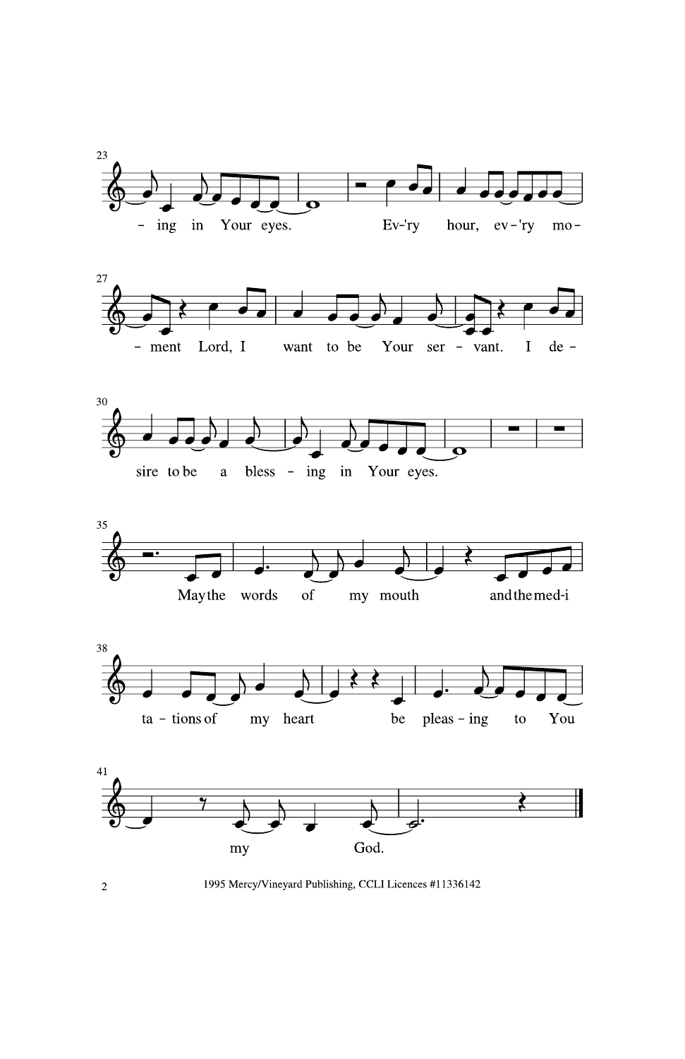23

- ing in Your eyes. Ev-'ry hour, ev-'ry mo-

27

- ment Lord, I want to be Your ser - vant. I de -

30

sire to be a bless - ing in Your eyes.

35

May the words of my mouth and the med-i

38

ta - tions of my heart be pleas - ing to You

41

my God.

1995 Mercy/Vineyard Publishing, CCLI Licences #11336142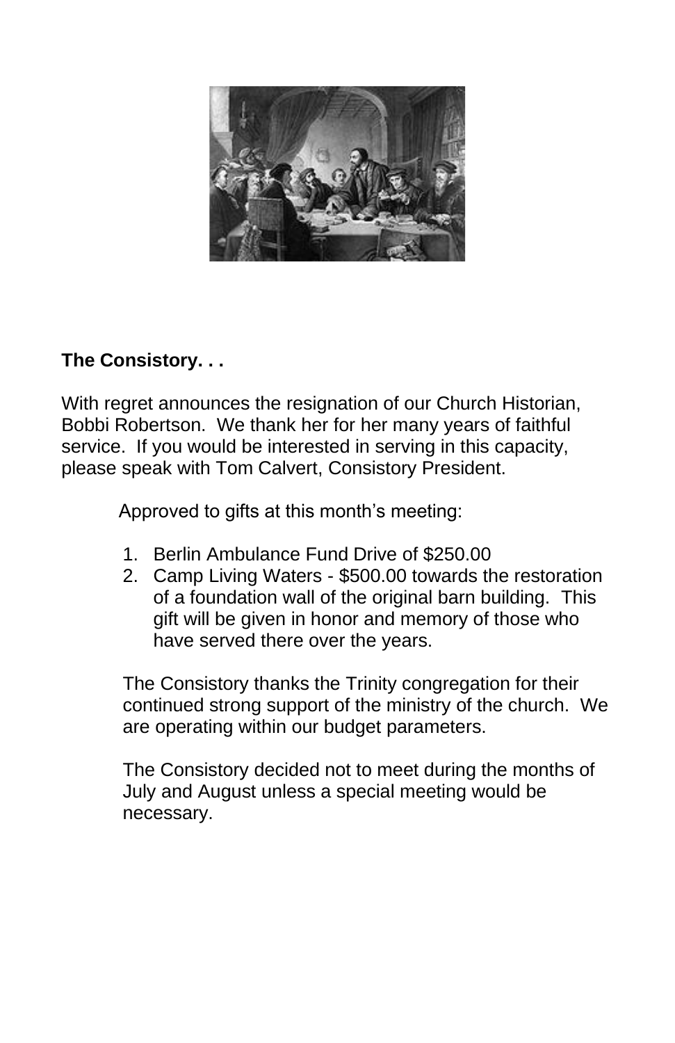**The Consistory. . .**

With regret announces the resignation of our Church Historian, Bobbi Robertson. We thank her for her many years of faithful service. If you would be interested in serving in this capacity, please speak with Tom Calvert, Consistory President.

Approved to gifts at this month's meeting:

1. Berlin Ambulance Fund Drive of $250.00
2. Camp Living Waters - $500.00 towards the restoration of a foundation wall of the original barn building. This gift will be given in honor and memory of those who have served there over the years.

The Consistory thanks the Trinity congregation for their continued strong support of the ministry of the church. We are operating within our budget parameters.

The Consistory decided not to meet during the months of July and August unless a special meeting would be necessary.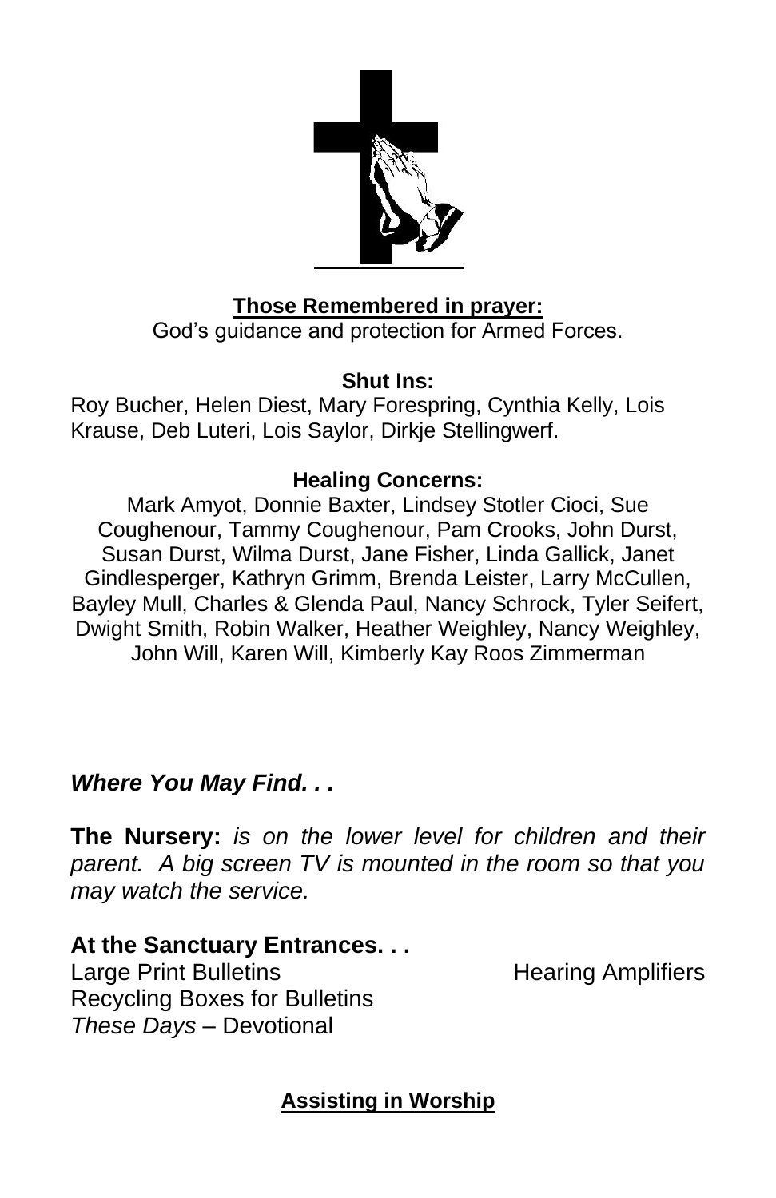**Those Remembered in prayer:**

God's guidance and protection for Armed Forces.

**Shut Ins:**

Roy Bucher, Helen Diest, Mary Forespring, Cynthia Kelly, Lois Krause, Deb Luteri, Lois Saylor, Dirkje Stellingwerf.

**Healing Concerns:**

Mark Amyot, Donnie Baxter, Lindsey Stotler Cioci, Sue Coughenour, Tammy Coughenour, Pam Crooks, John Durst, Susan Durst, Wilma Durst, Jane Fisher, Linda Gallick, Janet Gindlesperger, Kathryn Grimm, Brenda Leister, Larry McCullen, Bayley Mull, Charles & Glenda Paul, Nancy Schrock, Tyler Seifert, Dwight Smith, Robin Walker, Heather Weighley, Nancy Weighley, John Will, Karen Will, Kimberly Kay Roos Zimmerman

***Where You May Find. . .***

**The Nursery:** *is on the lower level for children and their parent. A big screen TV is mounted in the room so that you may watch the service.*

**At the Sanctuary Entrances. . .**

Large Print Bulletins
Hearing Amplifiers
Recycling Boxes for Bulletins
*These Days* – Devotional

**Assisting in Worship**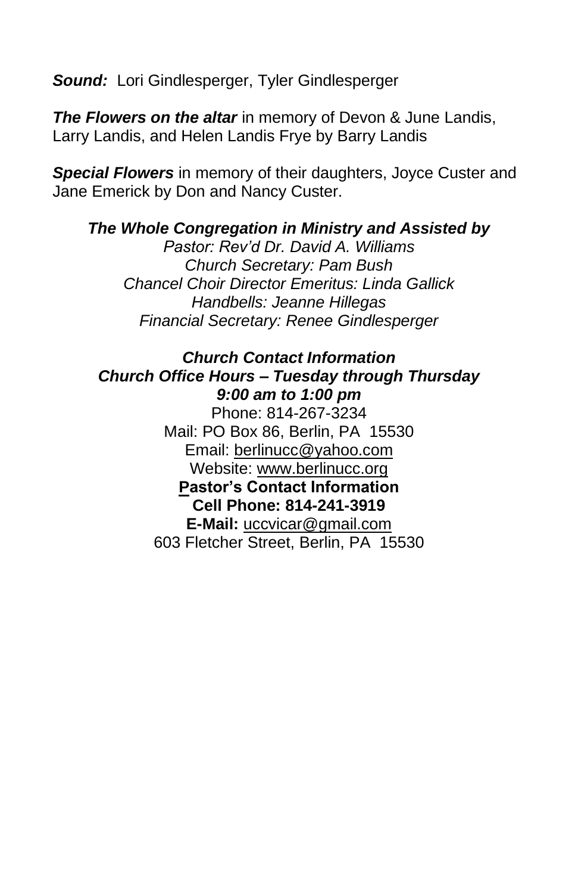***Sound:*** Lori Gindlesperger, Tyler Gindlesperger

***The Flowers on the altar*** in memory of Devon & June Landis, Larry Landis, and Helen Landis Frye by Barry Landis

***Special Flowers*** in memory of their daughters, Joyce Custer and Jane Emerick by Don and Nancy Custer.

***The Whole Congregation in Ministry and Assisted by***

*Pastor: Rev'd Dr. David A. Williams*
*Church Secretary: Pam Bush*
*Chancel Choir Director Emeritus: Linda Gallick*
*Handbells: Jeanne Hillegas*
*Financial Secretary: Renee Gindlesperger*

***Church Contact Information***

***Church Office Hours – Tuesday through Thursday***
***9:00 am to 1:00 pm***

Phone: 814-267-3234
Mail: PO Box 86, Berlin, PA 15530
Email: berlinucc@yahoo.com
Website: www.berlinucc.org

**Pastor's Contact Information**
**Cell Phone: 814-241-3919**
**E-Mail:** uccvicar@gmail.com
603 Fletcher Street, Berlin, PA 15530